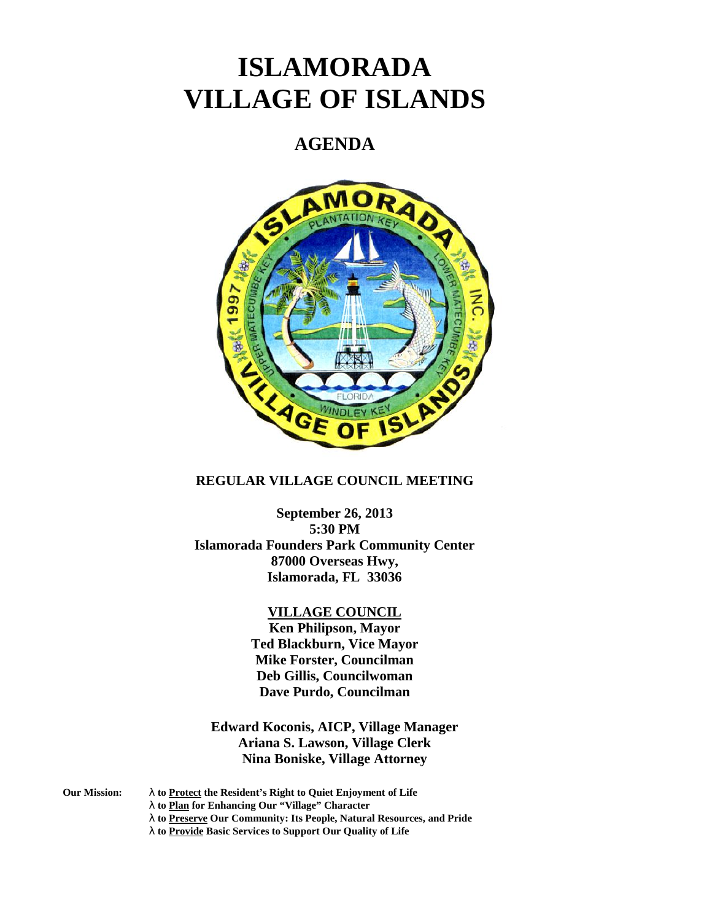# ISLAMORADA VILLAGE OF ISLANDS

## AGENDA

**REGULAR VILLAGE COUNCIL MEETING**

**September 26, 2013**
**5:30 PM**
**Islamorada Founders Park Community Center**
**87000 Overseas Hwy,**
**Islamorada, FL 33036**

**VILLAGE COUNCIL**

**Ken Philipson, Mayor**
**Ted Blackburn, Vice Mayor**
**Mike Forster, Councilman**
**Deb Gillis, Councilwoman**
**Dave Purdo, Councilman**

**Edward Koconis, AICP, Village Manager**
**Ariana S. Lawson, Village Clerk**
**Nina Boniske, Village Attorney**

**Our Mission:**

- **to Protect the Resident's Right to Quiet Enjoyment of Life**
- **to Plan for Enhancing Our "Village" Character**
- **to Preserve Our Community: Its People, Natural Resources, and Pride**
- **to Provide Basic Services to Support Our Quality of Life**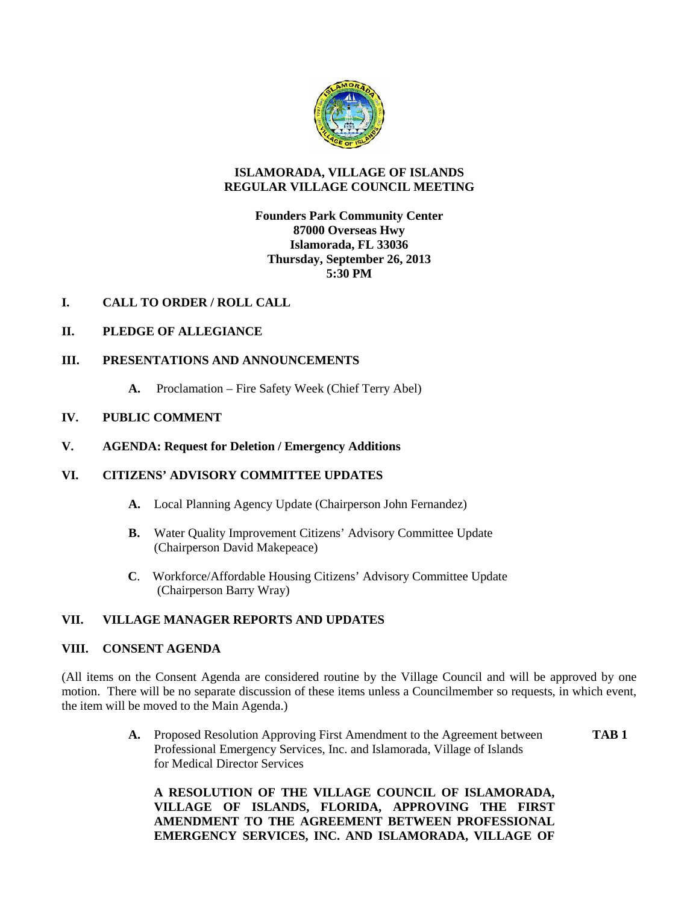# ISLAMORADA, VILLAGE OF ISLANDS
## REGULAR VILLAGE COUNCIL MEETING

**Founders Park Community Center**
**87000 Overseas Hwy**
**Islamorada, FL 33036**
**Thursday, September 26, 2013**
**5:30 PM**

**I. CALL TO ORDER / ROLL CALL**

**II. PLEDGE OF ALLEGIANCE**

**III. PRESENTATIONS AND ANNOUNCEMENTS**

**A.** Proclamation – Fire Safety Week (Chief Terry Abel)

**IV. PUBLIC COMMENT**

**V. AGENDA: Request for Deletion / Emergency Additions**

**VI. CITIZENS' ADVISORY COMMITTEE UPDATES**

**A.** Local Planning Agency Update (Chairperson John Fernandez)

**B.** Water Quality Improvement Citizens' Advisory Committee Update (Chairperson David Makepeace)

**C**. Workforce/Affordable Housing Citizens' Advisory Committee Update (Chairperson Barry Wray)

**VII. VILLAGE MANAGER REPORTS AND UPDATES**

**VIII. CONSENT AGENDA**

(All items on the Consent Agenda are considered routine by the Village Council and will be approved by one motion. There will be no separate discussion of these items unless a Councilmember so requests, in which event, the item will be moved to the Main Agenda.)

**A.** Proposed Resolution Approving First Amendment to the Agreement between Professional Emergency Services, Inc. and Islamorada, Village of Islands for Medical Director Services **TAB 1**

**A RESOLUTION OF THE VILLAGE COUNCIL OF ISLAMORADA, VILLAGE OF ISLANDS, FLORIDA, APPROVING THE FIRST AMENDMENT TO THE AGREEMENT BETWEEN PROFESSIONAL EMERGENCY SERVICES, INC. AND ISLAMORADA, VILLAGE OF**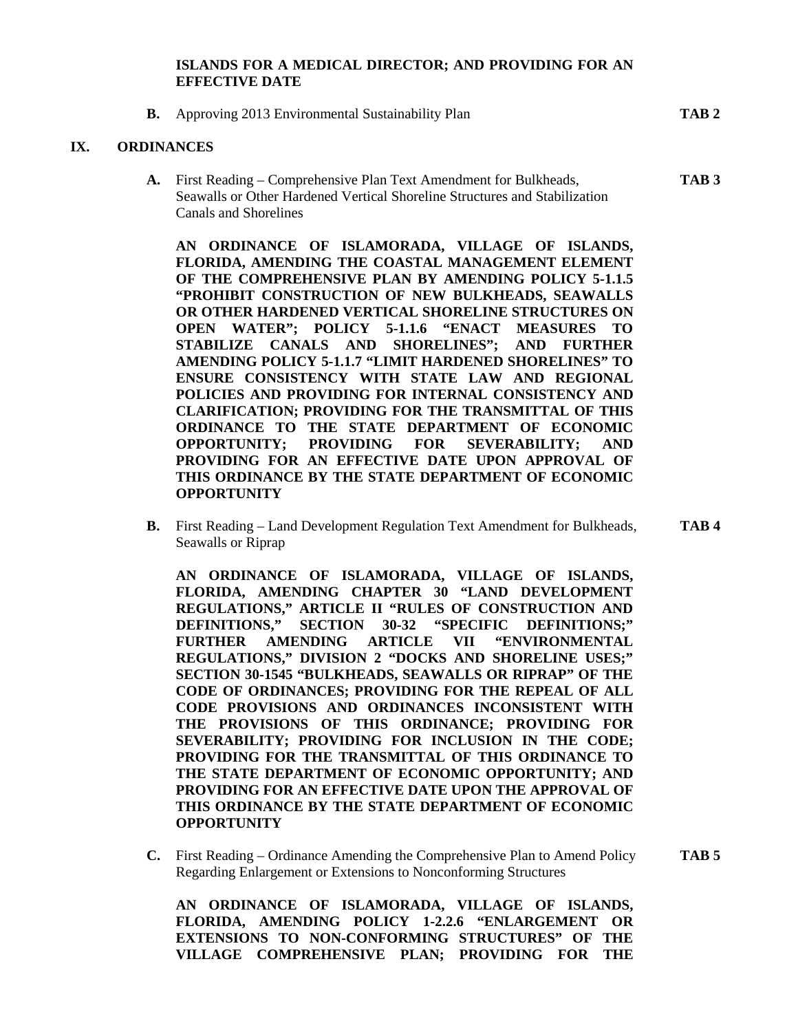**ISLANDS FOR A MEDICAL DIRECTOR; AND PROVIDING FOR AN EFFECTIVE DATE**

**B.** Approving 2013 Environmental Sustainability Plan **TAB 2**

## IX. ORDINANCES

**A.** First Reading – Comprehensive Plan Text Amendment for Bulkheads, Seawalls or Other Hardened Vertical Shoreline Structures and Stabilization Canals and Shorelines **TAB 3**

**AN ORDINANCE OF ISLAMORADA, VILLAGE OF ISLANDS, FLORIDA, AMENDING THE COASTAL MANAGEMENT ELEMENT OF THE COMPREHENSIVE PLAN BY AMENDING POLICY 5-1.1.5 "PROHIBIT CONSTRUCTION OF NEW BULKHEADS, SEAWALLS OR OTHER HARDENED VERTICAL SHORELINE STRUCTURES ON OPEN WATER"; POLICY 5-1.1.6 "ENACT MEASURES TO STABILIZE CANALS AND SHORELINES"; AND FURTHER AMENDING POLICY 5-1.1.7 "LIMIT HARDENED SHORELINES" TO ENSURE CONSISTENCY WITH STATE LAW AND REGIONAL POLICIES AND PROVIDING FOR INTERNAL CONSISTENCY AND CLARIFICATION; PROVIDING FOR THE TRANSMITTAL OF THIS ORDINANCE TO THE STATE DEPARTMENT OF ECONOMIC OPPORTUNITY; PROVIDING FOR SEVERABILITY; AND PROVIDING FOR AN EFFECTIVE DATE UPON APPROVAL OF THIS ORDINANCE BY THE STATE DEPARTMENT OF ECONOMIC OPPORTUNITY**

**B.** First Reading – Land Development Regulation Text Amendment for Bulkheads, Seawalls or Riprap **TAB 4**

**AN ORDINANCE OF ISLAMORADA, VILLAGE OF ISLANDS, FLORIDA, AMENDING CHAPTER 30 "LAND DEVELOPMENT REGULATIONS," ARTICLE II "RULES OF CONSTRUCTION AND DEFINITIONS," SECTION 30-32 "SPECIFIC DEFINITIONS;" FURTHER AMENDING ARTICLE VII "ENVIRONMENTAL REGULATIONS," DIVISION 2 "DOCKS AND SHORELINE USES;" SECTION 30-1545 "BULKHEADS, SEAWALLS OR RIPRAP" OF THE CODE OF ORDINANCES; PROVIDING FOR THE REPEAL OF ALL CODE PROVISIONS AND ORDINANCES INCONSISTENT WITH THE PROVISIONS OF THIS ORDINANCE; PROVIDING FOR SEVERABILITY; PROVIDING FOR INCLUSION IN THE CODE; PROVIDING FOR THE TRANSMITTAL OF THIS ORDINANCE TO THE STATE DEPARTMENT OF ECONOMIC OPPORTUNITY; AND PROVIDING FOR AN EFFECTIVE DATE UPON THE APPROVAL OF THIS ORDINANCE BY THE STATE DEPARTMENT OF ECONOMIC OPPORTUNITY**

**C.** First Reading – Ordinance Amending the Comprehensive Plan to Amend Policy Regarding Enlargement or Extensions to Nonconforming Structures **TAB 5**

**AN ORDINANCE OF ISLAMORADA, VILLAGE OF ISLANDS, FLORIDA, AMENDING POLICY 1-2.2.6 "ENLARGEMENT OR EXTENSIONS TO NON-CONFORMING STRUCTURES" OF THE VILLAGE COMPREHENSIVE PLAN; PROVIDING FOR THE**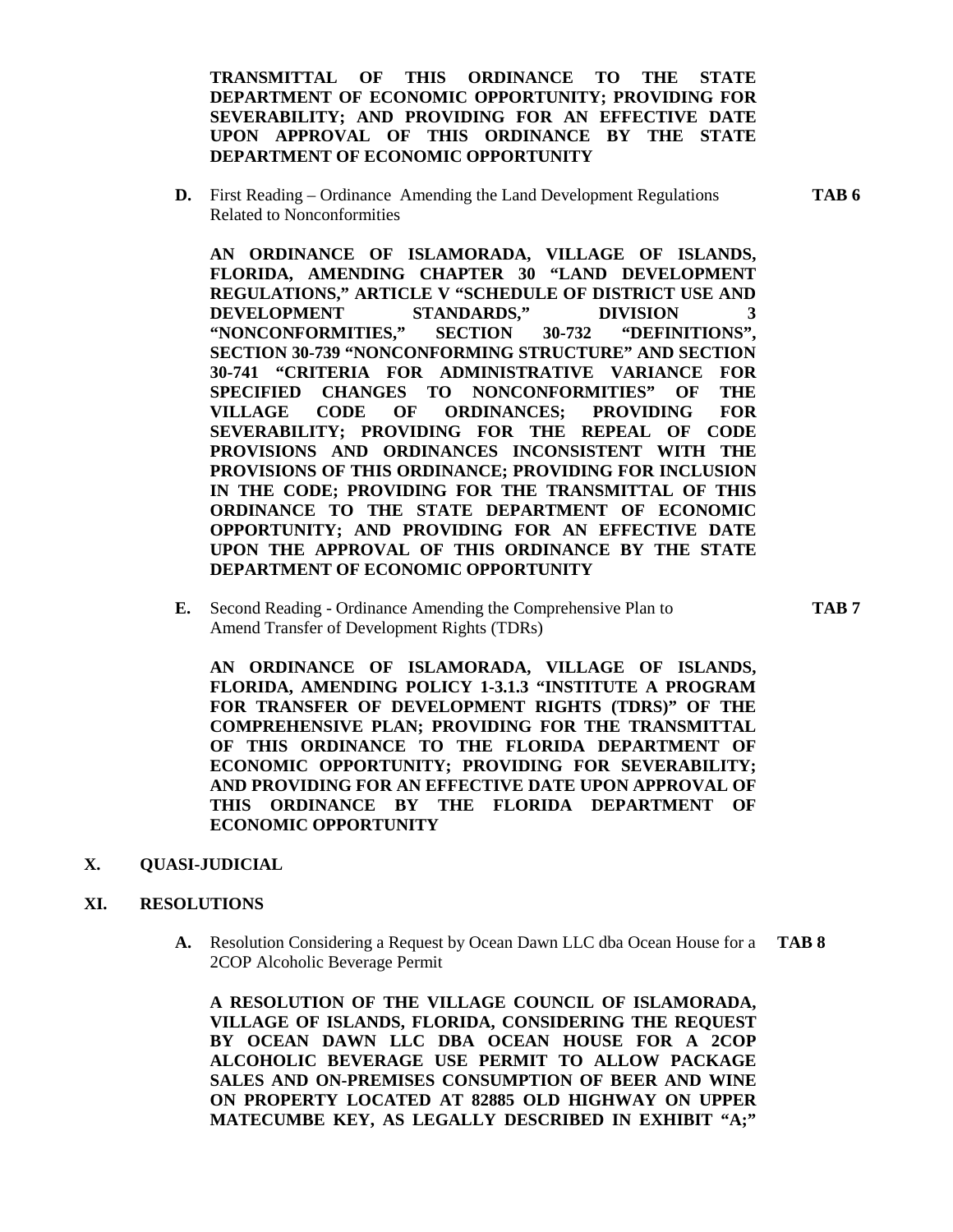**TRANSMITTAL OF THIS ORDINANCE TO THE STATE DEPARTMENT OF ECONOMIC OPPORTUNITY; PROVIDING FOR SEVERABILITY; AND PROVIDING FOR AN EFFECTIVE DATE UPON APPROVAL OF THIS ORDINANCE BY THE STATE DEPARTMENT OF ECONOMIC OPPORTUNITY**

**D.** First Reading – Ordinance Amending the Land Development Regulations Related to Nonconformities **TAB 6**

**AN ORDINANCE OF ISLAMORADA, VILLAGE OF ISLANDS, FLORIDA, AMENDING CHAPTER 30 "LAND DEVELOPMENT REGULATIONS," ARTICLE V "SCHEDULE OF DISTRICT USE AND DEVELOPMENT STANDARDS," DIVISION 3 "NONCONFORMITIES," SECTION 30-732 "DEFINITIONS", SECTION 30-739 "NONCONFORMING STRUCTURE" AND SECTION 30-741 "CRITERIA FOR ADMINISTRATIVE VARIANCE FOR SPECIFIED CHANGES TO NONCONFORMITIES" OF THE VILLAGE CODE OF ORDINANCES; PROVIDING FOR SEVERABILITY; PROVIDING FOR THE REPEAL OF CODE PROVISIONS AND ORDINANCES INCONSISTENT WITH THE PROVISIONS OF THIS ORDINANCE; PROVIDING FOR INCLUSION IN THE CODE; PROVIDING FOR THE TRANSMITTAL OF THIS ORDINANCE TO THE STATE DEPARTMENT OF ECONOMIC OPPORTUNITY; AND PROVIDING FOR AN EFFECTIVE DATE UPON THE APPROVAL OF THIS ORDINANCE BY THE STATE DEPARTMENT OF ECONOMIC OPPORTUNITY**

**E.** Second Reading - Ordinance Amending the Comprehensive Plan to Amend Transfer of Development Rights (TDRs) **TAB 7**

**AN ORDINANCE OF ISLAMORADA, VILLAGE OF ISLANDS, FLORIDA, AMENDING POLICY 1-3.1.3 "INSTITUTE A PROGRAM FOR TRANSFER OF DEVELOPMENT RIGHTS (TDRS)" OF THE COMPREHENSIVE PLAN; PROVIDING FOR THE TRANSMITTAL OF THIS ORDINANCE TO THE FLORIDA DEPARTMENT OF ECONOMIC OPPORTUNITY; PROVIDING FOR SEVERABILITY; AND PROVIDING FOR AN EFFECTIVE DATE UPON APPROVAL OF THIS ORDINANCE BY THE FLORIDA DEPARTMENT OF ECONOMIC OPPORTUNITY**

## X. QUASI-JUDICIAL

## XI. RESOLUTIONS

**A.** Resolution Considering a Request by Ocean Dawn LLC dba Ocean House for a 2COP Alcoholic Beverage Permit **TAB 8**

**A RESOLUTION OF THE VILLAGE COUNCIL OF ISLAMORADA, VILLAGE OF ISLANDS, FLORIDA, CONSIDERING THE REQUEST BY OCEAN DAWN LLC DBA OCEAN HOUSE FOR A 2COP ALCOHOLIC BEVERAGE USE PERMIT TO ALLOW PACKAGE SALES AND ON-PREMISES CONSUMPTION OF BEER AND WINE ON PROPERTY LOCATED AT 82885 OLD HIGHWAY ON UPPER MATECUMBE KEY, AS LEGALLY DESCRIBED IN EXHIBIT "A;"**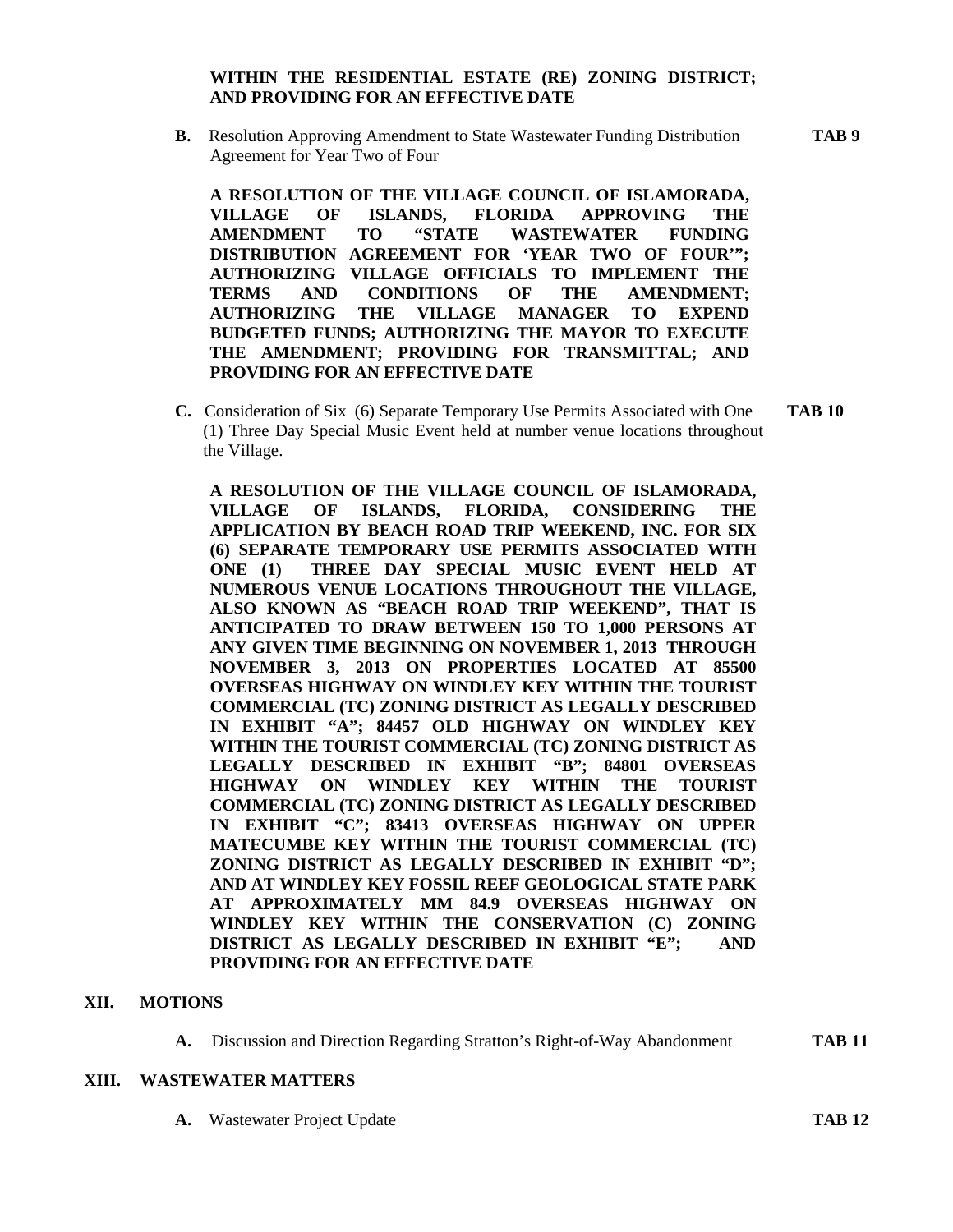**WITHIN THE RESIDENTIAL ESTATE (RE) ZONING DISTRICT; AND PROVIDING FOR AN EFFECTIVE DATE**

**B.** Resolution Approving Amendment to State Wastewater Funding Distribution Agreement for Year Two of Four **TAB 9**

**A RESOLUTION OF THE VILLAGE COUNCIL OF ISLAMORADA, VILLAGE OF ISLANDS, FLORIDA APPROVING THE AMENDMENT TO "STATE WASTEWATER FUNDING DISTRIBUTION AGREEMENT FOR 'YEAR TWO OF FOUR'"; AUTHORIZING VILLAGE OFFICIALS TO IMPLEMENT THE TERMS AND CONDITIONS OF THE AMENDMENT; AUTHORIZING THE VILLAGE MANAGER TO EXPEND BUDGETED FUNDS; AUTHORIZING THE MAYOR TO EXECUTE THE AMENDMENT; PROVIDING FOR TRANSMITTAL; AND PROVIDING FOR AN EFFECTIVE DATE**

**C.** Consideration of Six (6) Separate Temporary Use Permits Associated with One (1) Three Day Special Music Event held at number venue locations throughout the Village. **TAB 10**

**A RESOLUTION OF THE VILLAGE COUNCIL OF ISLAMORADA, VILLAGE OF ISLANDS, FLORIDA, CONSIDERING THE APPLICATION BY BEACH ROAD TRIP WEEKEND, INC. FOR SIX (6) SEPARATE TEMPORARY USE PERMITS ASSOCIATED WITH ONE (1) THREE DAY SPECIAL MUSIC EVENT HELD AT NUMEROUS VENUE LOCATIONS THROUGHOUT THE VILLAGE, ALSO KNOWN AS "BEACH ROAD TRIP WEEKEND", THAT IS ANTICIPATED TO DRAW BETWEEN 150 TO 1,000 PERSONS AT ANY GIVEN TIME BEGINNING ON NOVEMBER 1, 2013 THROUGH NOVEMBER 3, 2013 ON PROPERTIES LOCATED AT 85500 OVERSEAS HIGHWAY ON WINDLEY KEY WITHIN THE TOURIST COMMERCIAL (TC) ZONING DISTRICT AS LEGALLY DESCRIBED IN EXHIBIT "A"; 84457 OLD HIGHWAY ON WINDLEY KEY WITHIN THE TOURIST COMMERCIAL (TC) ZONING DISTRICT AS LEGALLY DESCRIBED IN EXHIBIT "B"; 84801 OVERSEAS HIGHWAY ON WINDLEY KEY WITHIN THE TOURIST COMMERCIAL (TC) ZONING DISTRICT AS LEGALLY DESCRIBED IN EXHIBIT "C"; 83413 OVERSEAS HIGHWAY ON UPPER MATECUMBE KEY WITHIN THE TOURIST COMMERCIAL (TC) ZONING DISTRICT AS LEGALLY DESCRIBED IN EXHIBIT "D"; AND AT WINDLEY KEY FOSSIL REEF GEOLOGICAL STATE PARK AT APPROXIMATELY MM 84.9 OVERSEAS HIGHWAY ON WINDLEY KEY WITHIN THE CONSERVATION (C) ZONING DISTRICT AS LEGALLY DESCRIBED IN EXHIBIT "E"; AND PROVIDING FOR AN EFFECTIVE DATE**

## XII. MOTIONS

**A.** Discussion and Direction Regarding Stratton's Right-of-Way Abandonment **TAB 11**

## XIII. WASTEWATER MATTERS

**A.** Wastewater Project Update **TAB 12**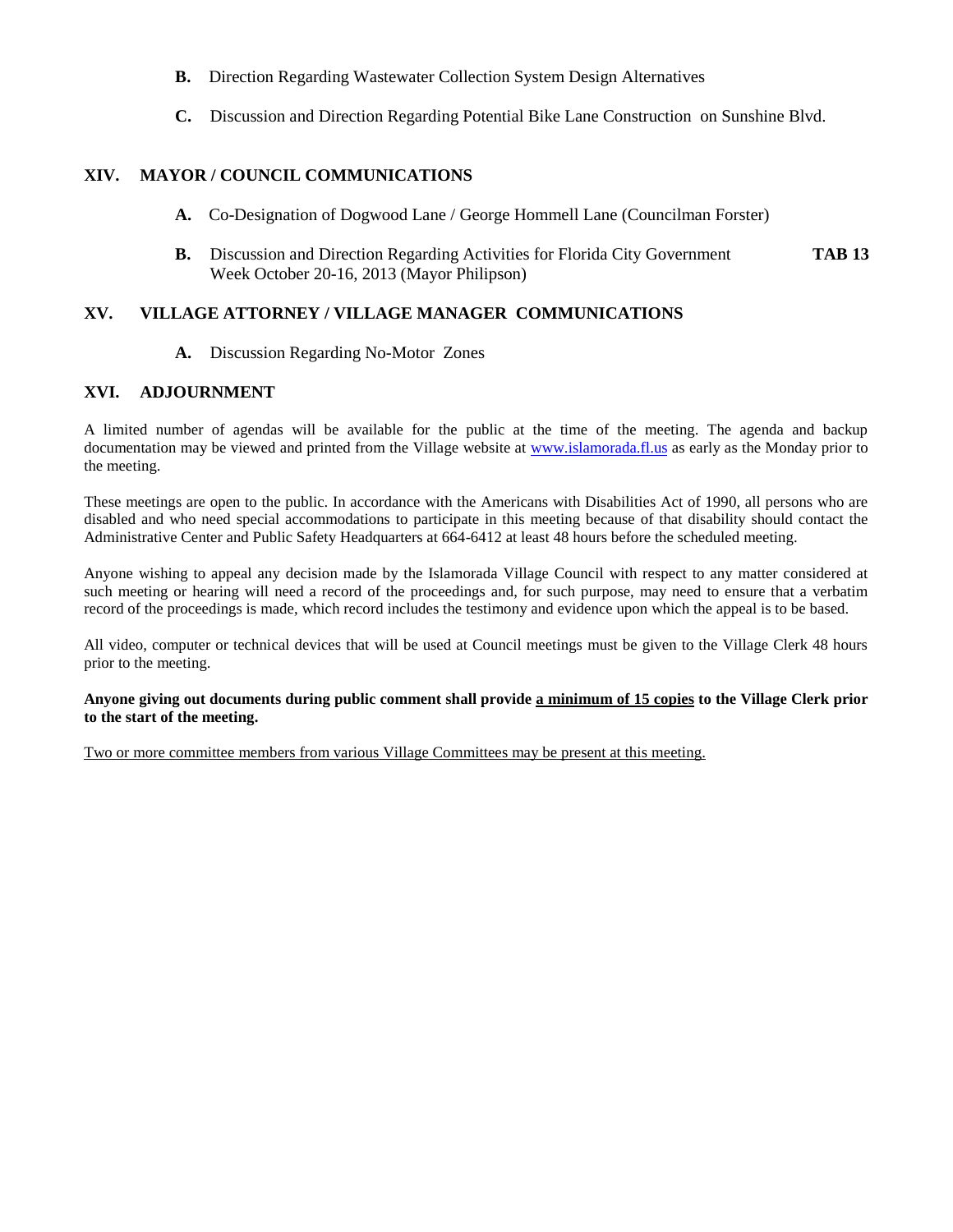**B.** Direction Regarding Wastewater Collection System Design Alternatives

**C.** Discussion and Direction Regarding Potential Bike Lane Construction on Sunshine Blvd.

## XIV. MAYOR / COUNCIL COMMUNICATIONS

**A.** Co-Designation of Dogwood Lane / George Hommell Lane (Councilman Forster)

**B.** Discussion and Direction Regarding Activities for Florida City Government Week October 20-16, 2013 (Mayor Philipson) **TAB 13**

## XV. VILLAGE ATTORNEY / VILLAGE MANAGER COMMUNICATIONS

**A.** Discussion Regarding No-Motor Zones

## XVI. ADJOURNMENT

A limited number of agendas will be available for the public at the time of the meeting. The agenda and backup documentation may be viewed and printed from the Village website at www.islamorada.fl.us as early as the Monday prior to the meeting.

These meetings are open to the public. In accordance with the Americans with Disabilities Act of 1990, all persons who are disabled and who need special accommodations to participate in this meeting because of that disability should contact the Administrative Center and Public Safety Headquarters at 664-6412 at least 48 hours before the scheduled meeting.

Anyone wishing to appeal any decision made by the Islamorada Village Council with respect to any matter considered at such meeting or hearing will need a record of the proceedings and, for such purpose, may need to ensure that a verbatim record of the proceedings is made, which record includes the testimony and evidence upon which the appeal is to be based.

All video, computer or technical devices that will be used at Council meetings must be given to the Village Clerk 48 hours prior to the meeting.

**Anyone giving out documents during public comment shall provide a minimum of 15 copies to the Village Clerk prior to the start of the meeting.**

Two or more committee members from various Village Committees may be present at this meeting.